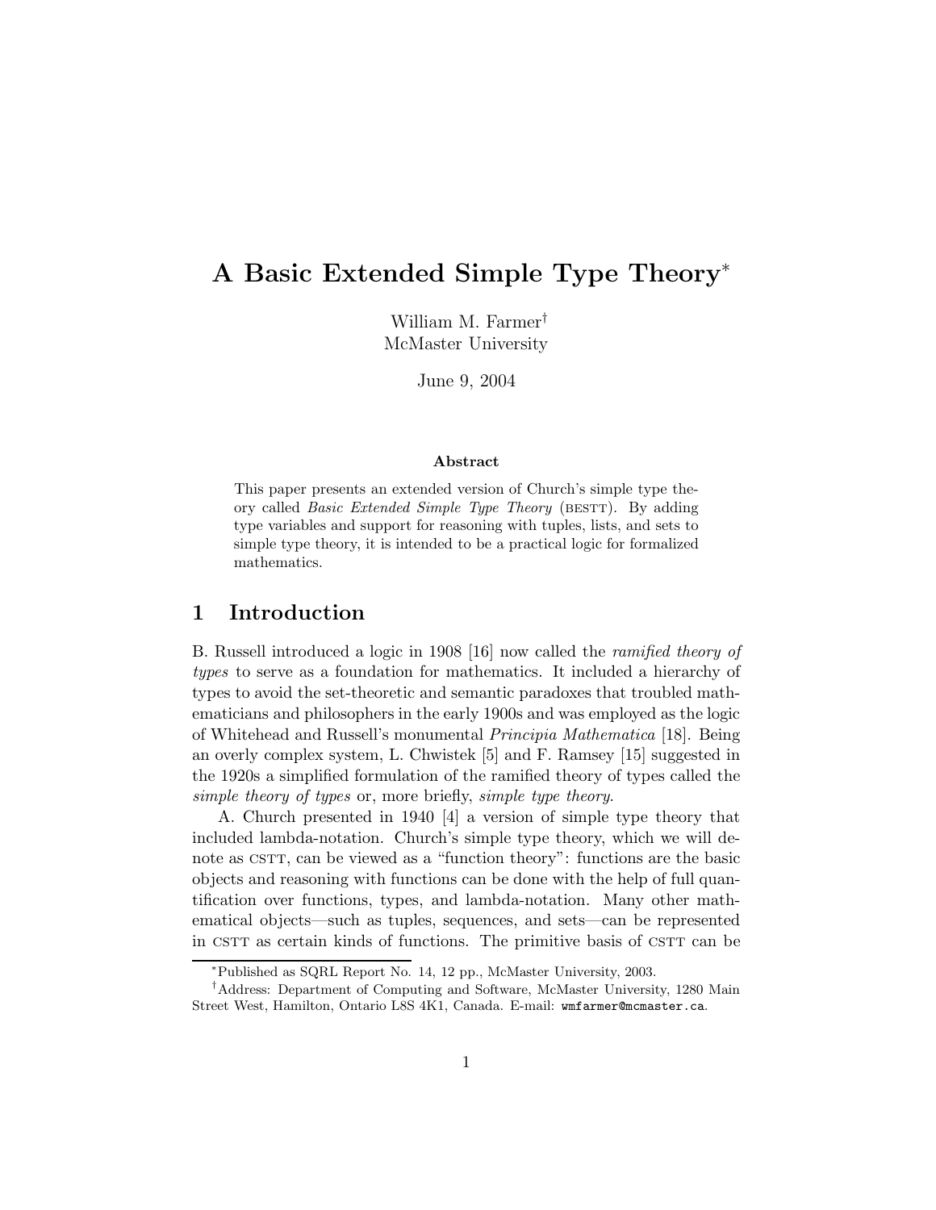# A Basic Extended Simple Type Theory*

William M. Farmer†
McMaster University

June 9, 2004

### Abstract

This paper presents an extended version of Church's simple type theory called *Basic Extended Simple Type Theory* (BESTT). By adding type variables and support for reasoning with tuples, lists, and sets to simple type theory, it is intended to be a practical logic for formalized mathematics.

## 1 Introduction

B. Russell introduced a logic in 1908 [16] now called the *ramified theory of types* to serve as a foundation for mathematics. It included a hierarchy of types to avoid the set-theoretic and semantic paradoxes that troubled mathematicians and philosophers in the early 1900s and was employed as the logic of Whitehead and Russell's monumental *Principia Mathematica* [18]. Being an overly complex system, L. Chwistek [5] and F. Ramsey [15] suggested in the 1920s a simplified formulation of the ramified theory of types called the *simple theory of types* or, more briefly, *simple type theory*.

A. Church presented in 1940 [4] a version of simple type theory that included lambda-notation. Church's simple type theory, which we will denote as CSTT, can be viewed as a "function theory": functions are the basic objects and reasoning with functions can be done with the help of full quantification over functions, types, and lambda-notation. Many other mathematical objects—such as tuples, sequences, and sets—can be represented in CSTT as certain kinds of functions. The primitive basis of CSTT can be

---

*Published as SQRL Report No. 14, 12 pp., McMaster University, 2003.

†Address: Department of Computing and Software, McMaster University, 1280 Main Street West, Hamilton, Ontario L8S 4K1, Canada. E-mail: wmfarmer@mcmaster.ca.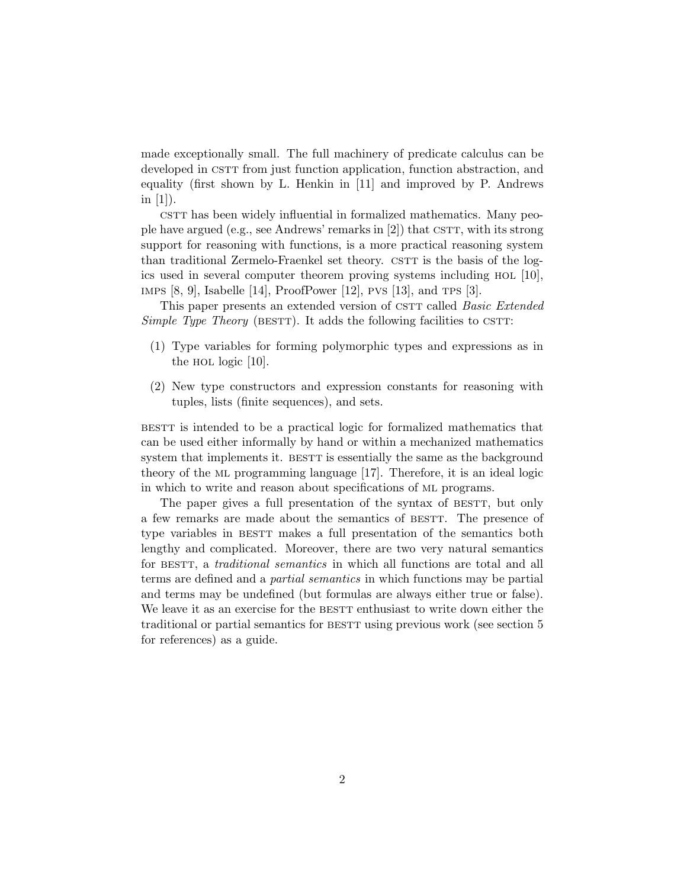made exceptionally small. The full machinery of predicate calculus can be developed in CSTT from just function application, function abstraction, and equality (first shown by L. Henkin in [11] and improved by P. Andrews in [1]).

CSTT has been widely influential in formalized mathematics. Many people have argued (e.g., see Andrews' remarks in [2]) that CSTT, with its strong support for reasoning with functions, is a more practical reasoning system than traditional Zermelo-Fraenkel set theory. CSTT is the basis of the logics used in several computer theorem proving systems including HOL [10], IMPS [8, 9], Isabelle [14], ProofPower [12], PVS [13], and TPS [3].

This paper presents an extended version of CSTT called *Basic Extended Simple Type Theory* (BESTT). It adds the following facilities to CSTT:

(1) Type variables for forming polymorphic types and expressions as in the HOL logic [10].

(2) New type constructors and expression constants for reasoning with tuples, lists (finite sequences), and sets.

BESTT is intended to be a practical logic for formalized mathematics that can be used either informally by hand or within a mechanized mathematics system that implements it. BESTT is essentially the same as the background theory of the ML programming language [17]. Therefore, it is an ideal logic in which to write and reason about specifications of ML programs.

The paper gives a full presentation of the syntax of BESTT, but only a few remarks are made about the semantics of BESTT. The presence of type variables in BESTT makes a full presentation of the semantics both lengthy and complicated. Moreover, there are two very natural semantics for BESTT, a *traditional semantics* in which all functions are total and all terms are defined and a *partial semantics* in which functions may be partial and terms may be undefined (but formulas are always either true or false). We leave it as an exercise for the BESTT enthusiast to write down either the traditional or partial semantics for BESTT using previous work (see section 5 for references) as a guide.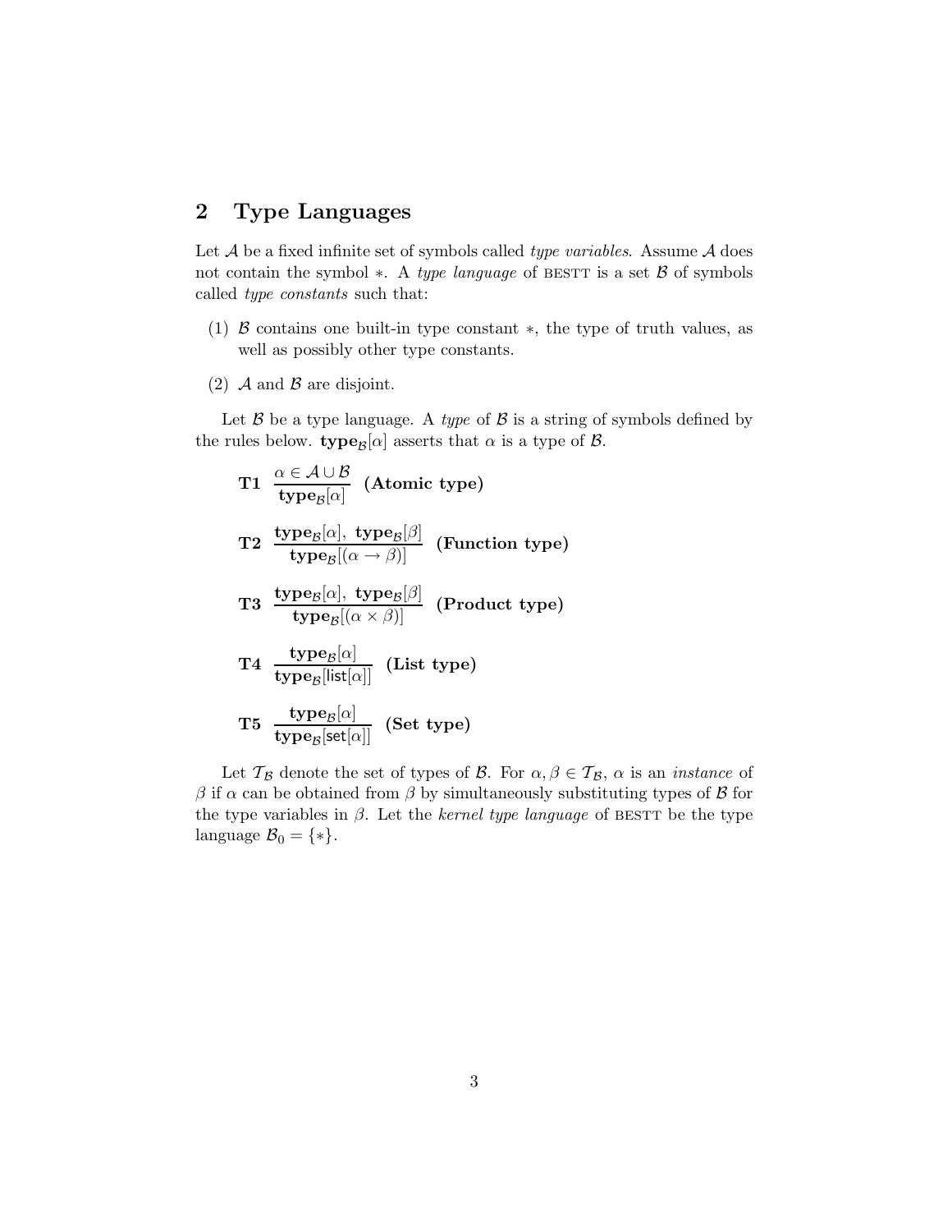## 2 Type Languages

Let $\mathcal{A}$ be a fixed infinite set of symbols called *type variables*. Assume $\mathcal{A}$ does not contain the symbol $*$. A *type language* of BESTT is a set $\mathcal{B}$ of symbols called *type constants* such that:

(1) $\mathcal{B}$ contains one built-in type constant $*$, the type of truth values, as well as possibly other type constants.

(2) $\mathcal{A}$ and $\mathcal{B}$ are disjoint.

Let $\mathcal{B}$ be a type language. A *type* of $\mathcal{B}$ is a string of symbols defined by the rules below. $\mathbf{type}_{\mathcal{B}}[\alpha]$ asserts that $\alpha$ is a type of $\mathcal{B}$.

$$\textbf{T1} \quad \frac{\alpha \in \mathcal{A} \cup \mathcal{B}}{\mathbf{type}_{\mathcal{B}}[\alpha]} \quad \textbf{(Atomic type)}$$

$$\textbf{T2} \quad \frac{\mathbf{type}_{\mathcal{B}}[\alpha],\ \mathbf{type}_{\mathcal{B}}[\beta]}{\mathbf{type}_{\mathcal{B}}[(\alpha \rightarrow \beta)]} \quad \textbf{(Function type)}$$

$$\textbf{T3} \quad \frac{\mathbf{type}_{\mathcal{B}}[\alpha],\ \mathbf{type}_{\mathcal{B}}[\beta]}{\mathbf{type}_{\mathcal{B}}[(\alpha \times \beta)]} \quad \textbf{(Product type)}$$

$$\textbf{T4} \quad \frac{\mathbf{type}_{\mathcal{B}}[\alpha]}{\mathbf{type}_{\mathcal{B}}[\mathsf{list}[\alpha]]} \quad \textbf{(List type)}$$

$$\textbf{T5} \quad \frac{\mathbf{type}_{\mathcal{B}}[\alpha]}{\mathbf{type}_{\mathcal{B}}[\mathsf{set}[\alpha]]} \quad \textbf{(Set type)}$$

Let $\mathcal{T}_{\mathcal{B}}$ denote the set of types of $\mathcal{B}$. For $\alpha, \beta \in \mathcal{T}_{\mathcal{B}}$, $\alpha$ is an *instance* of $\beta$ if $\alpha$ can be obtained from $\beta$ by simultaneously substituting types of $\mathcal{B}$ for the type variables in $\beta$. Let the *kernel type language* of BESTT be the type language $\mathcal{B}_0 = \{*\}$.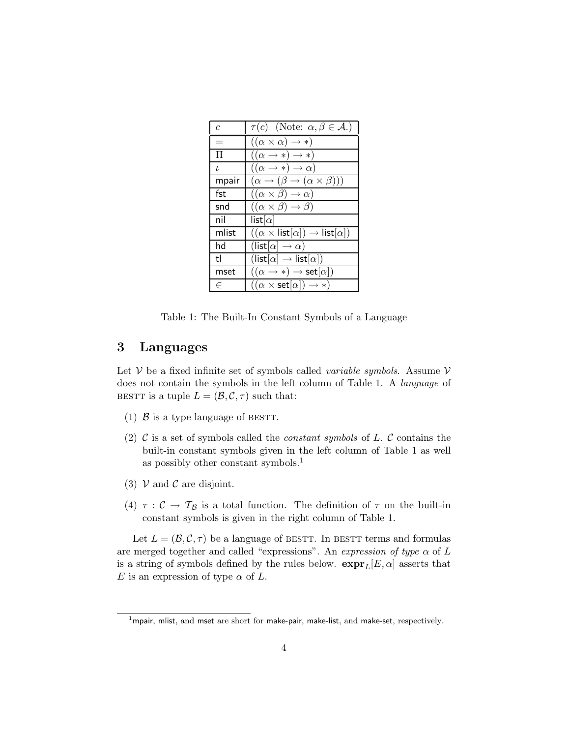| $c$ | $\tau(c)$ (Note: $\alpha, \beta \in \mathcal{A}$.) |
|---|---|
| $=$ | $((\alpha \times \alpha) \rightarrow *)$ |
| $\Pi$ | $((\alpha \rightarrow *) \rightarrow *)$ |
| $\iota$ | $((\alpha \rightarrow *) \rightarrow \alpha)$ |
| mpair | $(\alpha \rightarrow (\beta \rightarrow (\alpha \times \beta)))$ |
| fst | $((\alpha \times \beta) \rightarrow \alpha)$ |
| snd | $((\alpha \times \beta) \rightarrow \beta)$ |
| nil | $\mathsf{list}[\alpha]$ |
| mlist | $((\alpha \times \mathsf{list}[\alpha]) \rightarrow \mathsf{list}[\alpha])$ |
| hd | $(\mathsf{list}[\alpha] \rightarrow \alpha)$ |
| tl | $(\mathsf{list}[\alpha] \rightarrow \mathsf{list}[\alpha])$ |
| mset | $((\alpha \rightarrow *) \rightarrow \mathsf{set}[\alpha])$ |
| $\in$ | $((\alpha \times \mathsf{set}[\alpha]) \rightarrow *)$ |

Table 1: The Built-In Constant Symbols of a Language

## 3 Languages

Let $\mathcal{V}$ be a fixed infinite set of symbols called *variable symbols*. Assume $\mathcal{V}$ does not contain the symbols in the left column of Table 1. A *language* of BESTT is a tuple $L = (\mathcal{B}, \mathcal{C}, \tau)$ such that:

(1) $\mathcal{B}$ is a type language of BESTT.

(2) $\mathcal{C}$ is a set of symbols called the *constant symbols* of $L$. $\mathcal{C}$ contains the built-in constant symbols given in the left column of Table 1 as well as possibly other constant symbols.[1]

(3) $\mathcal{V}$ and $\mathcal{C}$ are disjoint.

(4) $\tau : \mathcal{C} \rightarrow \mathcal{T}_{\mathcal{B}}$ is a total function. The definition of $\tau$ on the built-in constant symbols is given in the right column of Table 1.

Let $L = (\mathcal{B}, \mathcal{C}, \tau)$ be a language of BESTT. In BESTT terms and formulas are merged together and called "expressions". An *expression of type* $\alpha$ of $L$ is a string of symbols defined by the rules below. $\mathbf{expr}_L[E, \alpha]$ asserts that $E$ is an expression of type $\alpha$ of $L$.

---

[1] mpair, mlist, and mset are short for make-pair, make-list, and make-set, respectively.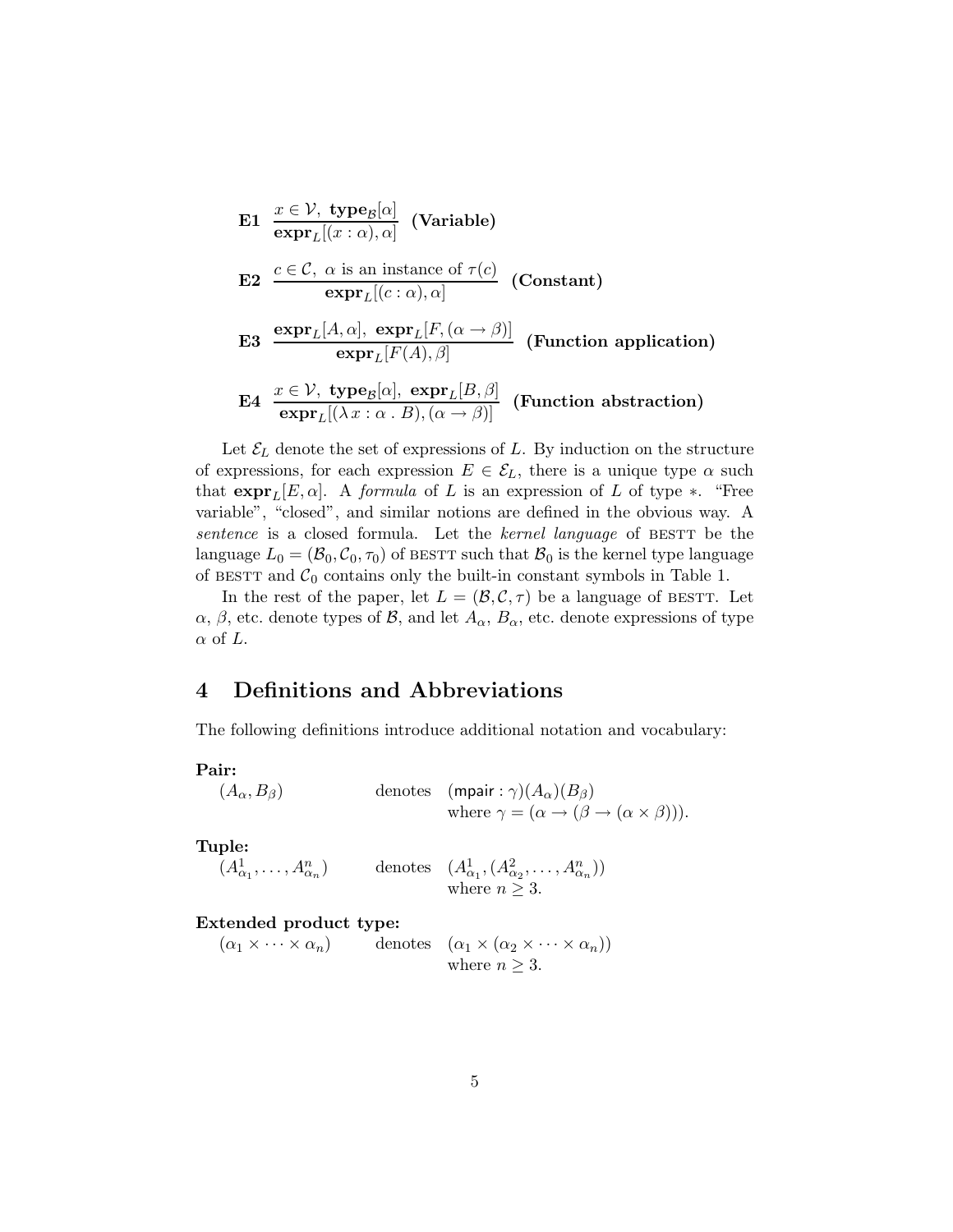**E1** $\dfrac{x \in \mathcal{V},\ \mathbf{type}_{\mathcal{B}}[\alpha]}{\mathbf{expr}_L[(x : \alpha), \alpha]}$ **(Variable)**

**E2** $\dfrac{c \in \mathcal{C},\ \alpha \text{ is an instance of } \tau(c)}{\mathbf{expr}_L[(c : \alpha), \alpha]}$ **(Constant)**

**E3** $\dfrac{\mathbf{expr}_L[A, \alpha],\ \mathbf{expr}_L[F, (\alpha \rightarrow \beta)]}{\mathbf{expr}_L[F(A), \beta]}$ **(Function application)**

**E4** $\dfrac{x \in \mathcal{V},\ \mathbf{type}_{\mathcal{B}}[\alpha],\ \mathbf{expr}_L[B, \beta]}{\mathbf{expr}_L[(\lambda\, x : \alpha\, .\, B), (\alpha \rightarrow \beta)]}$ **(Function abstraction)**

Let $\mathcal{E}_L$ denote the set of expressions of $L$. By induction on the structure of expressions, for each expression $E \in \mathcal{E}_L$, there is a unique type $\alpha$ such that $\mathbf{expr}_L[E, \alpha]$. A *formula* of $L$ is an expression of $L$ of type $*$. "Free variable", "closed", and similar notions are defined in the obvious way. A *sentence* is a closed formula. Let the *kernel language* of BESTT be the language $L_0 = (\mathcal{B}_0, \mathcal{C}_0, \tau_0)$ of BESTT such that $\mathcal{B}_0$ is the kernel type language of BESTT and $\mathcal{C}_0$ contains only the built-in constant symbols in Table 1.

In the rest of the paper, let $L = (\mathcal{B}, \mathcal{C}, \tau)$ be a language of BESTT. Let $\alpha$, $\beta$, etc. denote types of $\mathcal{B}$, and let $A_\alpha$, $B_\alpha$, etc. denote expressions of type $\alpha$ of $L$.

## 4 Definitions and Abbreviations

The following definitions introduce additional notation and vocabulary:

**Pair:**

$(A_\alpha, B_\beta)$ denotes $(\mathsf{mpair} : \gamma)(A_\alpha)(B_\beta)$ where $\gamma = (\alpha \rightarrow (\beta \rightarrow (\alpha \times \beta)))$.

**Tuple:**

$(A^1_{\alpha_1}, \ldots, A^n_{\alpha_n})$ denotes $(A^1_{\alpha_1}, (A^2_{\alpha_2}, \ldots, A^n_{\alpha_n}))$ where $n \geq 3$.

**Extended product type:**

$(\alpha_1 \times \cdots \times \alpha_n)$ denotes $(\alpha_1 \times (\alpha_2 \times \cdots \times \alpha_n))$ where $n \geq 3$.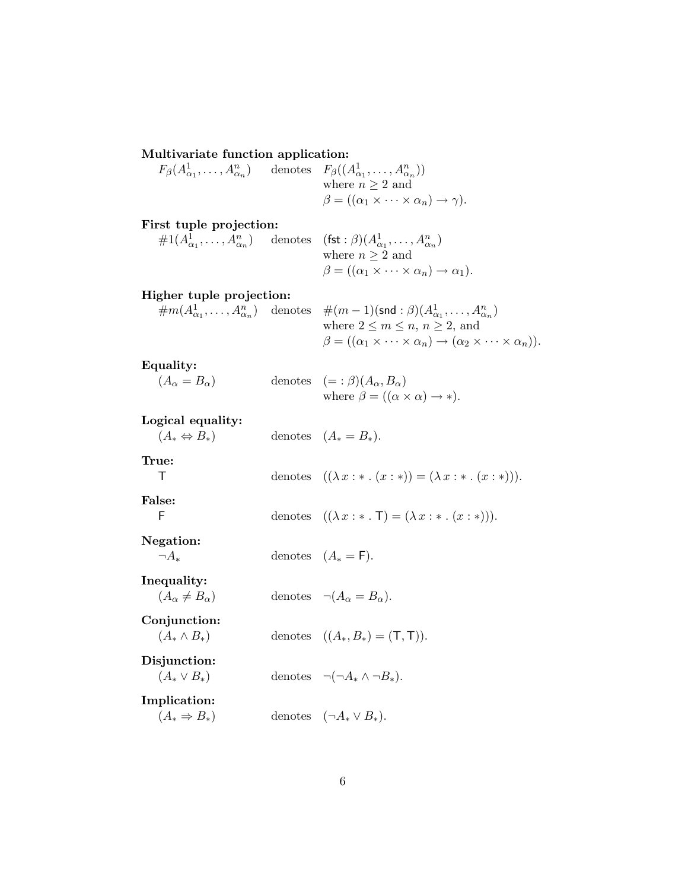**Multivariate function application:**

$F_\beta(A^1_{\alpha_1}, \ldots, A^n_{\alpha_n})$ denotes $F_\beta((A^1_{\alpha_1}, \ldots, A^n_{\alpha_n}))$ where $n \geq 2$ and $\beta = ((\alpha_1 \times \cdots \times \alpha_n) \to \gamma)$.

**First tuple projection:**

$\#1(A^1_{\alpha_1}, \ldots, A^n_{\alpha_n})$ denotes $(\mathsf{fst} : \beta)(A^1_{\alpha_1}, \ldots, A^n_{\alpha_n})$ where $n \geq 2$ and $\beta = ((\alpha_1 \times \cdots \times \alpha_n) \to \alpha_1)$.

**Higher tuple projection:**

$\#m(A^1_{\alpha_1}, \ldots, A^n_{\alpha_n})$ denotes $\#(m-1)(\mathsf{snd} : \beta)(A^1_{\alpha_1}, \ldots, A^n_{\alpha_n})$ where $2 \leq m \leq n$, $n \geq 2$, and $\beta = ((\alpha_1 \times \cdots \times \alpha_n) \to (\alpha_2 \times \cdots \times \alpha_n))$.

**Equality:**

$(A_\alpha = B_\alpha)$ denotes $(= : \beta)(A_\alpha, B_\alpha)$ where $\beta = ((\alpha \times \alpha) \to *)$.

**Logical equality:**

$(A_* \Leftrightarrow B_*)$ denotes $(A_* = B_*)$.

**True:**

$\mathsf{T}$ denotes $((\lambda\, x : * \,.\, (x : *)) = (\lambda\, x : * \,.\, (x : *)))$.

**False:**

$\mathsf{F}$ denotes $((\lambda\, x : * \,.\, \mathsf{T}) = (\lambda\, x : * \,.\, (x : *)))$.

**Negation:**

$\neg A_*$ denotes $(A_* = \mathsf{F})$.

**Inequality:**

$(A_\alpha \neq B_\alpha)$ denotes $\neg(A_\alpha = B_\alpha)$.

**Conjunction:**

$(A_* \wedge B_*)$ denotes $((A_*, B_*) = (\mathsf{T}, \mathsf{T}))$.

**Disjunction:**

$(A_* \vee B_*)$ denotes $\neg(\neg A_* \wedge \neg B_*)$.

**Implication:**

$(A_* \Rightarrow B_*)$ denotes $(\neg A_* \vee B_*)$.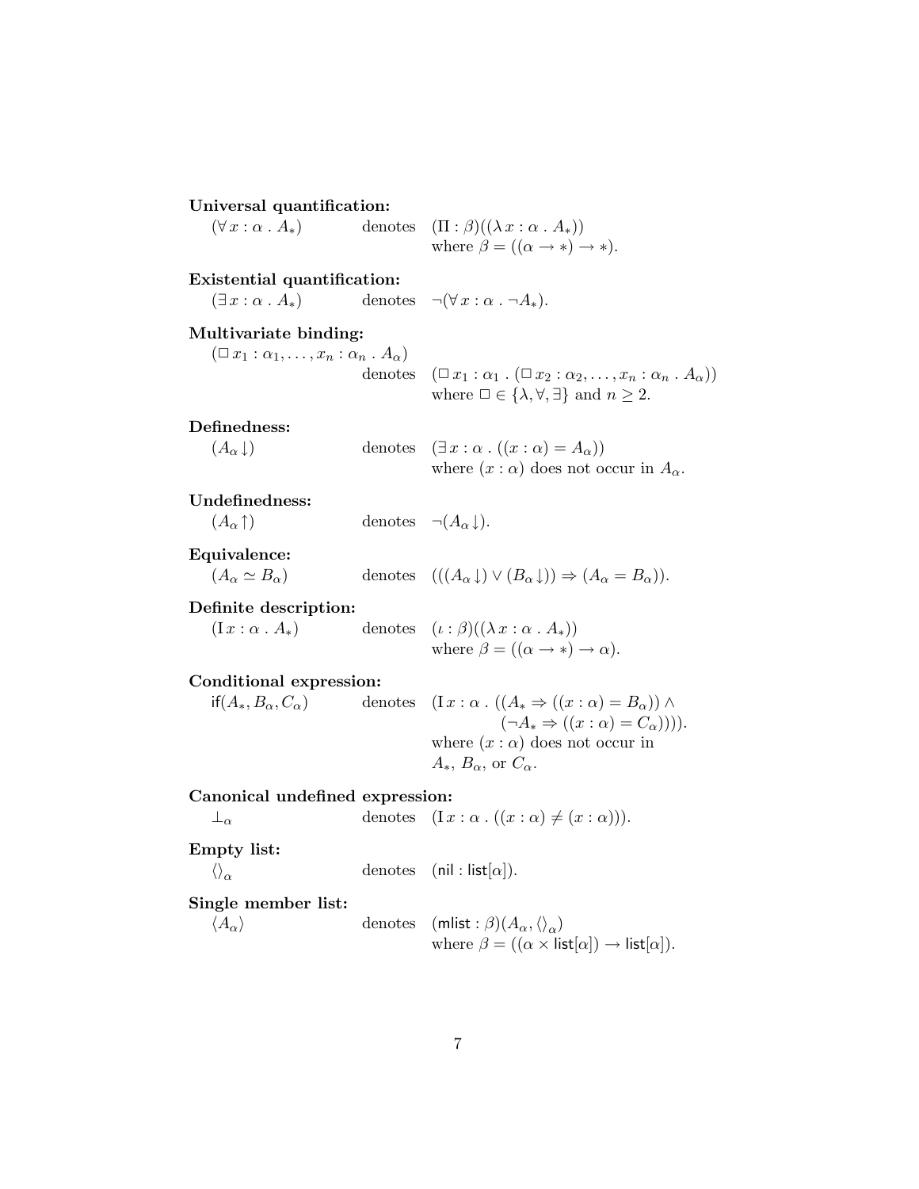**Universal quantification:**

$(\forall\, x : \alpha \,.\, A_*)$ denotes $(\Pi : \beta)((\lambda\, x : \alpha \,.\, A_*))$ where $\beta = ((\alpha \rightarrow *) \rightarrow *)$.

**Existential quantification:**

$(\exists\, x : \alpha \,.\, A_*)$ denotes $\neg(\forall\, x : \alpha \,.\, \neg A_*)$.

**Multivariate binding:**

$(\Box\, x_1 : \alpha_1, \ldots, x_n : \alpha_n \,.\, A_\alpha)$ denotes $(\Box\, x_1 : \alpha_1 \,.\, (\Box\, x_2 : \alpha_2, \ldots, x_n : \alpha_n \,.\, A_\alpha))$ where $\Box \in \{\lambda, \forall, \exists\}$ and $n \geq 2$.

**Definedness:**

$(A_\alpha \downarrow)$ denotes $(\exists\, x : \alpha \,.\, ((x : \alpha) = A_\alpha))$ where $(x : \alpha)$ does not occur in $A_\alpha$.

**Undefinedness:**

$(A_\alpha \uparrow)$ denotes $\neg(A_\alpha \downarrow)$.

**Equivalence:**

$(A_\alpha \simeq B_\alpha)$ denotes $(((A_\alpha \downarrow) \vee (B_\alpha \downarrow)) \Rightarrow (A_\alpha = B_\alpha))$.

**Definite description:**

$(\mathrm{I}\, x : \alpha \,.\, A_*)$ denotes $(\iota : \beta)((\lambda\, x : \alpha \,.\, A_*))$ where $\beta = ((\alpha \rightarrow *) \rightarrow \alpha)$.

**Conditional expression:**

$\mathsf{if}(A_*, B_\alpha, C_\alpha)$ denotes $(\mathrm{I}\, x : \alpha \,.\, ((A_* \Rightarrow ((x : \alpha) = B_\alpha)) \wedge (\neg A_* \Rightarrow ((x : \alpha) = C_\alpha))))$. where $(x : \alpha)$ does not occur in $A_*$, $B_\alpha$, or $C_\alpha$.

**Canonical undefined expression:**

$\bot_\alpha$ denotes $(\mathrm{I}\, x : \alpha \,.\, ((x : \alpha) \neq (x : \alpha)))$.

**Empty list:**

$\langle\rangle_\alpha$ denotes $(\mathsf{nil} : \mathsf{list}[\alpha])$.

**Single member list:**

$\langle A_\alpha \rangle$ denotes $(\mathsf{mlist} : \beta)(A_\alpha, \langle\rangle_\alpha)$ where $\beta = ((\alpha \times \mathsf{list}[\alpha]) \rightarrow \mathsf{list}[\alpha])$.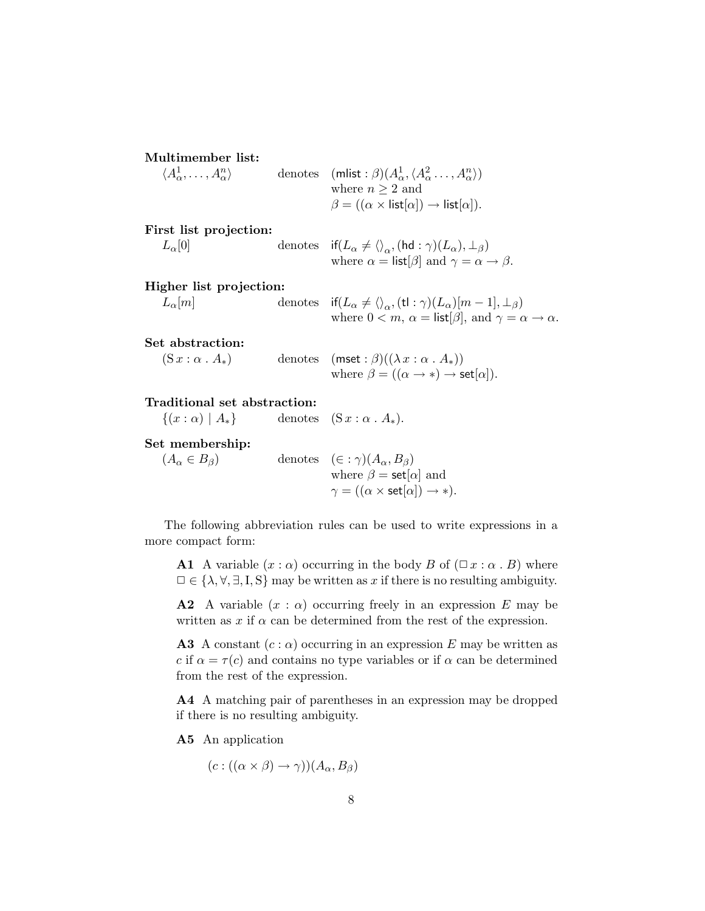**Multimember list:**

$\langle A^1_\alpha, \ldots, A^n_\alpha \rangle$ denotes $(\mathsf{mlist} : \beta)(A^1_\alpha, \langle A^2_\alpha \ldots, A^n_\alpha \rangle)$ where $n \geq 2$ and $\beta = ((\alpha \times \mathsf{list}[\alpha]) \rightarrow \mathsf{list}[\alpha])$.

**First list projection:**

$L_\alpha[0]$ denotes $\mathsf{if}(L_\alpha \neq \langle \rangle_\alpha, (\mathsf{hd} : \gamma)(L_\alpha), \bot_\beta)$ where $\alpha = \mathsf{list}[\beta]$ and $\gamma = \alpha \rightarrow \beta$.

**Higher list projection:**

$L_\alpha[m]$ denotes $\mathsf{if}(L_\alpha \neq \langle \rangle_\alpha, (\mathsf{tl} : \gamma)(L_\alpha)[m-1], \bot_\beta)$ where $0 < m$, $\alpha = \mathsf{list}[\beta]$, and $\gamma = \alpha \rightarrow \alpha$.

**Set abstraction:**

$(\mathrm{S}\, x : \alpha \,.\, A_*)$ denotes $(\mathsf{mset} : \beta)((\lambda\, x : \alpha \,.\, A_*))$ where $\beta = ((\alpha \rightarrow *) \rightarrow \mathsf{set}[\alpha])$.

**Traditional set abstraction:**

$\{(x : \alpha) \mid A_*\}$ denotes $(\mathrm{S}\, x : \alpha \,.\, A_*)$.

**Set membership:**

$(A_\alpha \in B_\beta)$ denotes $(\in : \gamma)(A_\alpha, B_\beta)$ where $\beta = \mathsf{set}[\alpha]$ and $\gamma = ((\alpha \times \mathsf{set}[\alpha]) \rightarrow *)$.

The following abbreviation rules can be used to write expressions in a more compact form:

**A1** A variable $(x : \alpha)$ occurring in the body $B$ of $(\Box\, x : \alpha \,.\, B)$ where $\Box \in \{\lambda, \forall, \exists, \mathrm{I}, \mathrm{S}\}$ may be written as $x$ if there is no resulting ambiguity.

**A2** A variable $(x : \alpha)$ occurring freely in an expression $E$ may be written as $x$ if $\alpha$ can be determined from the rest of the expression.

**A3** A constant $(c : \alpha)$ occurring in an expression $E$ may be written as $c$ if $\alpha = \tau(c)$ and contains no type variables or if $\alpha$ can be determined from the rest of the expression.

**A4** A matching pair of parentheses in an expression may be dropped if there is no resulting ambiguity.

**A5** An application

$$(c : ((\alpha \times \beta) \rightarrow \gamma))(A_\alpha, B_\beta)$$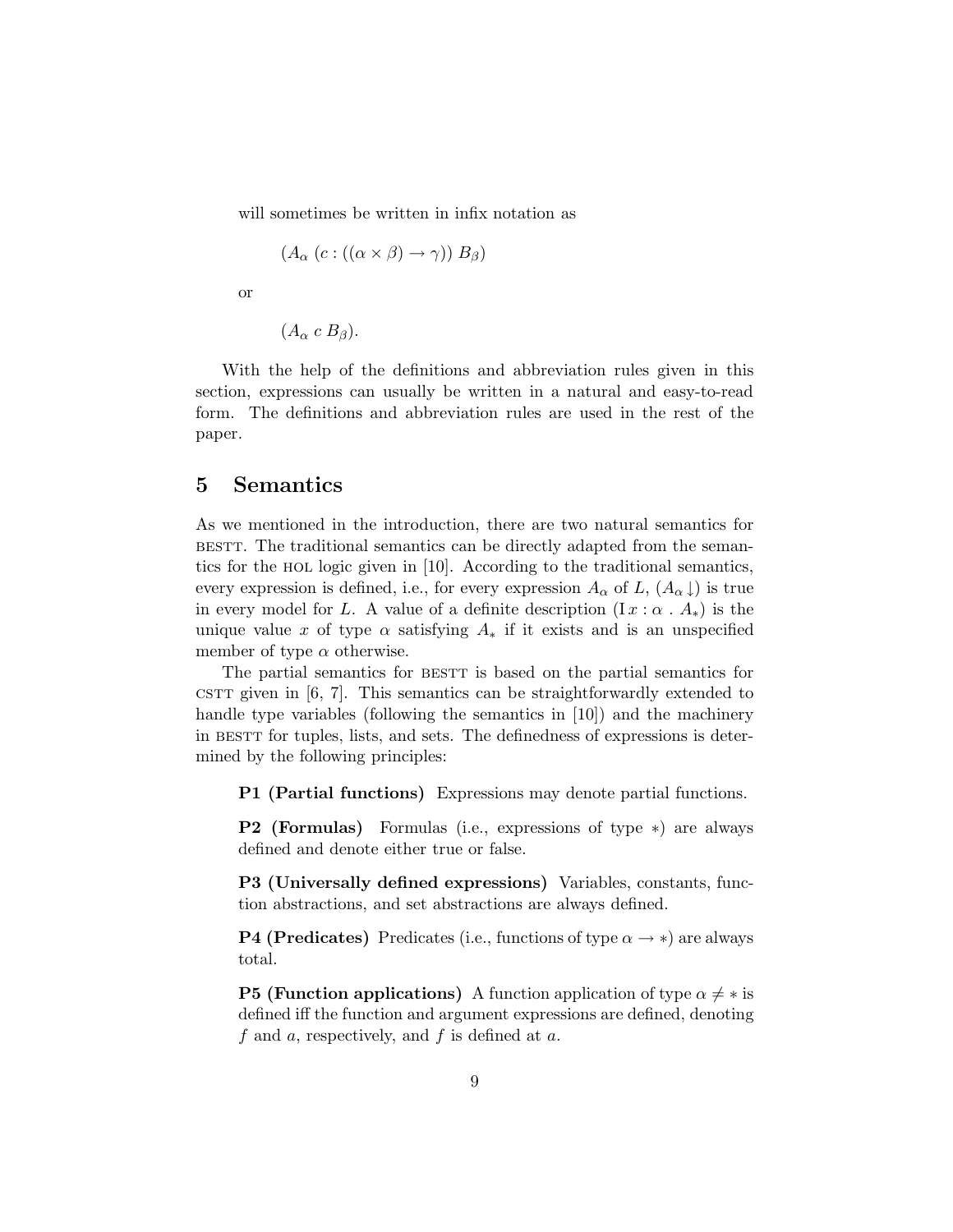will sometimes be written in infix notation as

$$(A_\alpha \; (c : ((\alpha \times \beta) \rightarrow \gamma)) \; B_\beta)$$

or

$$(A_\alpha \; c \; B_\beta).$$

With the help of the definitions and abbreviation rules given in this section, expressions can usually be written in a natural and easy-to-read form. The definitions and abbreviation rules are used in the rest of the paper.

## 5 Semantics

As we mentioned in the introduction, there are two natural semantics for BESTT. The traditional semantics can be directly adapted from the semantics for the HOL logic given in [10]. According to the traditional semantics, every expression is defined, i.e., for every expression $A_\alpha$ of $L$, $(A_\alpha\downarrow)$ is true in every model for $L$. A value of a definite description $(\mathrm{I}\, x : \alpha \; . \; A_*)$ is the unique value $x$ of type $\alpha$ satisfying $A_*$ if it exists and is an unspecified member of type $\alpha$ otherwise.

The partial semantics for BESTT is based on the partial semantics for CSTT given in [6, 7]. This semantics can be straightforwardly extended to handle type variables (following the semantics in [10]) and the machinery in BESTT for tuples, lists, and sets. The definedness of expressions is determined by the following principles:

**P1 (Partial functions)** Expressions may denote partial functions.

**P2 (Formulas)** Formulas (i.e., expressions of type $*$) are always defined and denote either true or false.

**P3 (Universally defined expressions)** Variables, constants, function abstractions, and set abstractions are always defined.

**P4 (Predicates)** Predicates (i.e., functions of type $\alpha \rightarrow *$) are always total.

**P5 (Function applications)** A function application of type $\alpha \neq *$ is defined iff the function and argument expressions are defined, denoting $f$ and $a$, respectively, and $f$ is defined at $a$.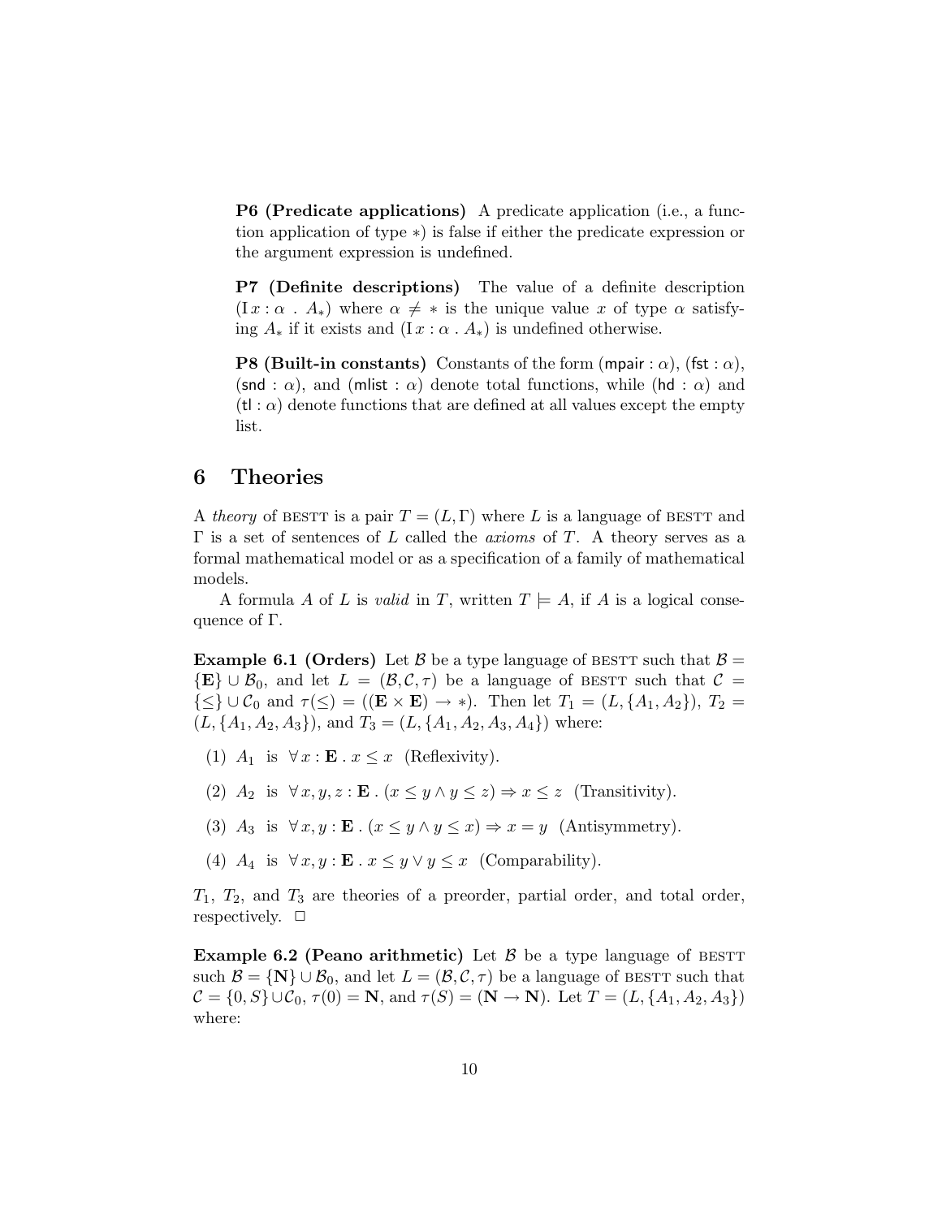**P6 (Predicate applications)** A predicate application (i.e., a function application of type $*$) is false if either the predicate expression or the argument expression is undefined.

**P7 (Definite descriptions)** The value of a definite description $(\mathrm{I}\, x : \alpha \;.\; A_*)$ where $\alpha \neq *$ is the unique value $x$ of type $\alpha$ satisfying $A_*$ if it exists and $(\mathrm{I}\, x : \alpha \;.\; A_*)$ is undefined otherwise.

**P8 (Built-in constants)** Constants of the form $(\mathsf{mpair} : \alpha)$, $(\mathsf{fst} : \alpha)$, $(\mathsf{snd} : \alpha)$, and $(\mathsf{mlist} : \alpha)$ denote total functions, while $(\mathsf{hd} : \alpha)$ and $(\mathsf{tl} : \alpha)$ denote functions that are defined at all values except the empty list.

## 6 Theories

A *theory* of BESTT is a pair $T = (L, \Gamma)$ where $L$ is a language of BESTT and $\Gamma$ is a set of sentences of $L$ called the *axioms* of $T$. A theory serves as a formal mathematical model or as a specification of a family of mathematical models.

A formula $A$ of $L$ is *valid* in $T$, written $T \models A$, if $A$ is a logical consequence of $\Gamma$.

**Example 6.1 (Orders)** Let $\mathcal{B}$ be a type language of BESTT such that $\mathcal{B} = \{\mathbf{E}\} \cup \mathcal{B}_0$, and let $L = (\mathcal{B}, \mathcal{C}, \tau)$ be a language of BESTT such that $\mathcal{C} = \{\leq\} \cup \mathcal{C}_0$ and $\tau(\leq) = ((\mathbf{E} \times \mathbf{E}) \rightarrow *)$. Then let $T_1 = (L, \{A_1, A_2\})$, $T_2 = (L, \{A_1, A_2, A_3\})$, and $T_3 = (L, \{A_1, A_2, A_3, A_4\})$ where:

(1) $A_1$ is $\forall\, x : \mathbf{E} \;.\; x \leq x$ (Reflexivity).

(2) $A_2$ is $\forall\, x, y, z : \mathbf{E} \;.\; (x \leq y \wedge y \leq z) \Rightarrow x \leq z$ (Transitivity).

(3) $A_3$ is $\forall\, x, y : \mathbf{E} \;.\; (x \leq y \wedge y \leq x) \Rightarrow x = y$ (Antisymmetry).

(4) $A_4$ is $\forall\, x, y : \mathbf{E} \;.\; x \leq y \vee y \leq x$ (Comparability).

$T_1$, $T_2$, and $T_3$ are theories of a preorder, partial order, and total order, respectively. $\Box$

**Example 6.2 (Peano arithmetic)** Let $\mathcal{B}$ be a type language of BESTT such $\mathcal{B} = \{\mathbf{N}\} \cup \mathcal{B}_0$, and let $L = (\mathcal{B}, \mathcal{C}, \tau)$ be a language of BESTT such that $\mathcal{C} = \{0, S\} \cup \mathcal{C}_0$, $\tau(0) = \mathbf{N}$, and $\tau(S) = (\mathbf{N} \rightarrow \mathbf{N})$. Let $T = (L, \{A_1, A_2, A_3\})$ where: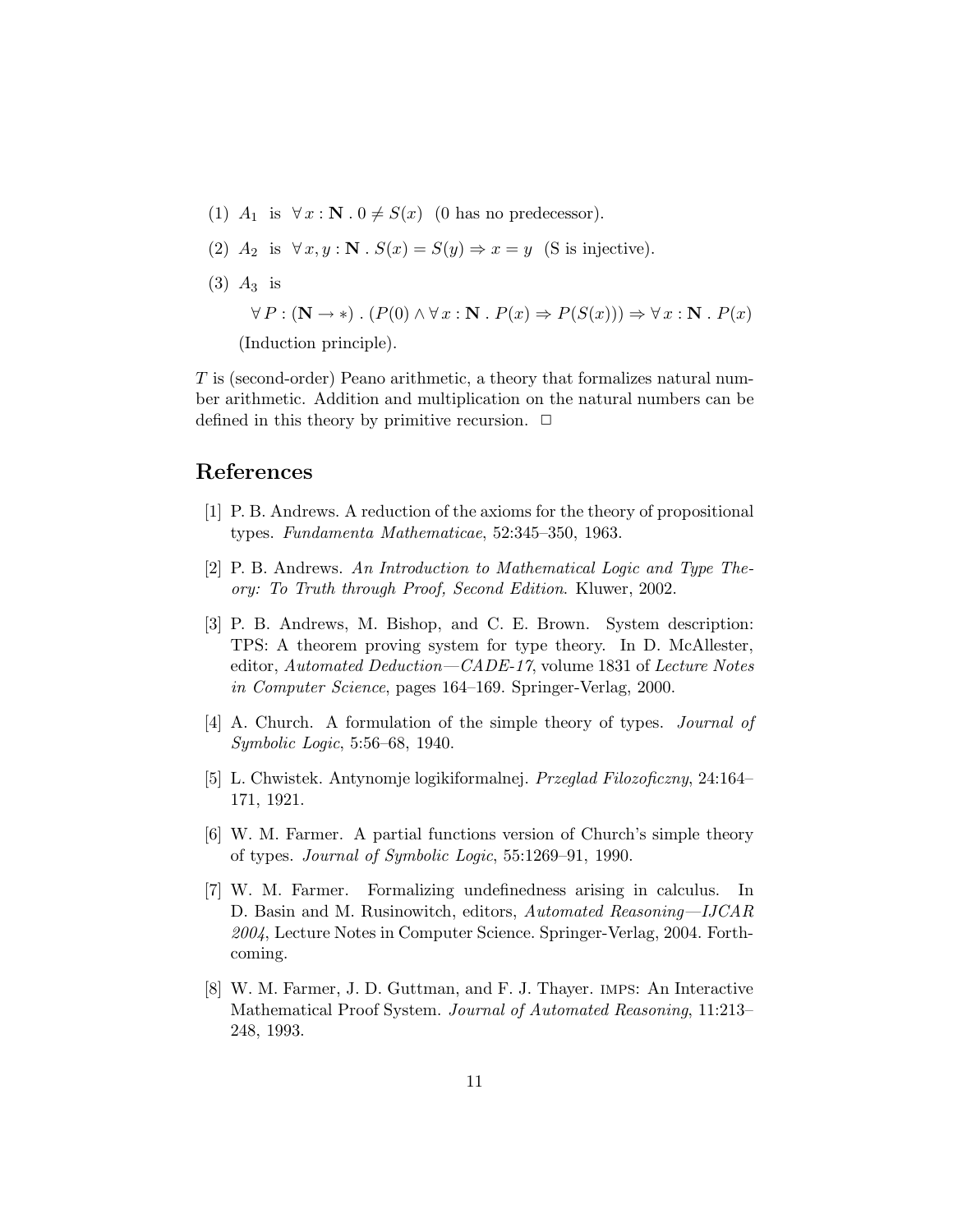(1) $A_1$ is $\forall\, x : \mathbf{N} \,.\, 0 \neq S(x)$ (0 has no predecessor).

(2) $A_2$ is $\forall\, x, y : \mathbf{N} \,.\, S(x) = S(y) \Rightarrow x = y$ (S is injective).

(3) $A_3$ is

$$\forall\, P : (\mathbf{N} \rightarrow *) \,.\, (P(0) \wedge \forall\, x : \mathbf{N} \,.\, P(x) \Rightarrow P(S(x))) \Rightarrow \forall\, x : \mathbf{N} \,.\, P(x)$$

(Induction principle).

$T$ is (second-order) Peano arithmetic, a theory that formalizes natural number arithmetic. Addition and multiplication on the natural numbers can be defined in this theory by primitive recursion. □

## References

[1] P. B. Andrews. A reduction of the axioms for the theory of propositional types. *Fundamenta Mathematicae*, 52:345–350, 1963.

[2] P. B. Andrews. *An Introduction to Mathematical Logic and Type Theory: To Truth through Proof, Second Edition*. Kluwer, 2002.

[3] P. B. Andrews, M. Bishop, and C. E. Brown. System description: TPS: A theorem proving system for type theory. In D. McAllester, editor, *Automated Deduction—CADE-17*, volume 1831 of *Lecture Notes in Computer Science*, pages 164–169. Springer-Verlag, 2000.

[4] A. Church. A formulation of the simple theory of types. *Journal of Symbolic Logic*, 5:56–68, 1940.

[5] L. Chwistek. Antynomje logikiformalnej. *Przeglad Filozoficzny*, 24:164–171, 1921.

[6] W. M. Farmer. A partial functions version of Church's simple theory of types. *Journal of Symbolic Logic*, 55:1269–91, 1990.

[7] W. M. Farmer. Formalizing undefinedness arising in calculus. In D. Basin and M. Rusinowitch, editors, *Automated Reasoning—IJCAR 2004*, Lecture Notes in Computer Science. Springer-Verlag, 2004. Forthcoming.

[8] W. M. Farmer, J. D. Guttman, and F. J. Thayer. IMPS: An Interactive Mathematical Proof System. *Journal of Automated Reasoning*, 11:213–248, 1993.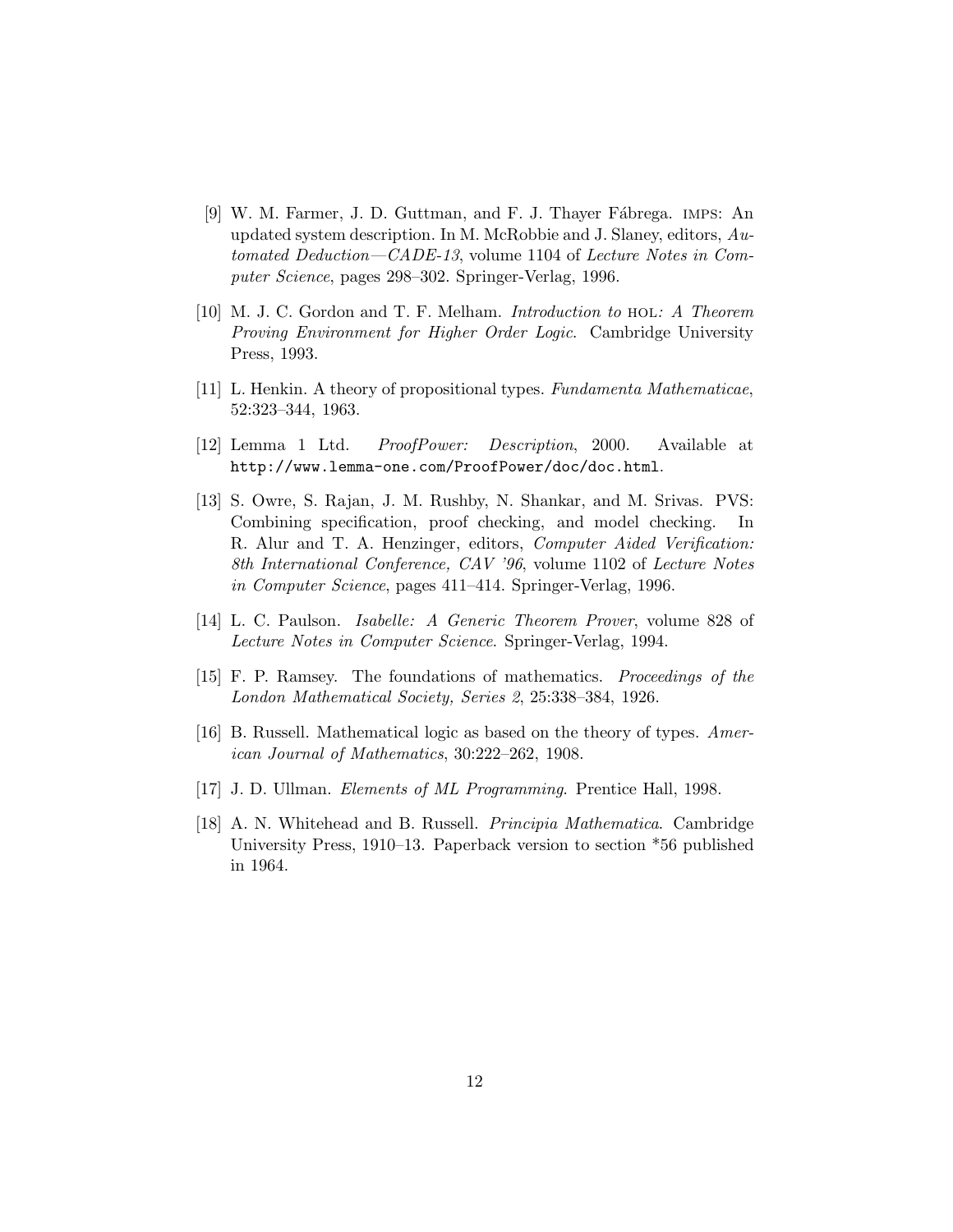[9] W. M. Farmer, J. D. Guttman, and F. J. Thayer Fábrega. IMPS: An updated system description. In M. McRobbie and J. Slaney, editors, *Automated Deduction—CADE-13*, volume 1104 of *Lecture Notes in Computer Science*, pages 298–302. Springer-Verlag, 1996.

[10] M. J. C. Gordon and T. F. Melham. *Introduction to* HOL*: A Theorem Proving Environment for Higher Order Logic*. Cambridge University Press, 1993.

[11] L. Henkin. A theory of propositional types. *Fundamenta Mathematicae*, 52:323–344, 1963.

[12] Lemma 1 Ltd. *ProofPower: Description*, 2000. Available at `http://www.lemma-one.com/ProofPower/doc/doc.html`.

[13] S. Owre, S. Rajan, J. M. Rushby, N. Shankar, and M. Srivas. PVS: Combining specification, proof checking, and model checking. In R. Alur and T. A. Henzinger, editors, *Computer Aided Verification: 8th International Conference, CAV '96*, volume 1102 of *Lecture Notes in Computer Science*, pages 411–414. Springer-Verlag, 1996.

[14] L. C. Paulson. *Isabelle: A Generic Theorem Prover*, volume 828 of *Lecture Notes in Computer Science*. Springer-Verlag, 1994.

[15] F. P. Ramsey. The foundations of mathematics. *Proceedings of the London Mathematical Society, Series 2*, 25:338–384, 1926.

[16] B. Russell. Mathematical logic as based on the theory of types. *American Journal of Mathematics*, 30:222–262, 1908.

[17] J. D. Ullman. *Elements of ML Programming*. Prentice Hall, 1998.

[18] A. N. Whitehead and B. Russell. *Principia Mathematica*. Cambridge University Press, 1910–13. Paperback version to section *56 published in 1964.